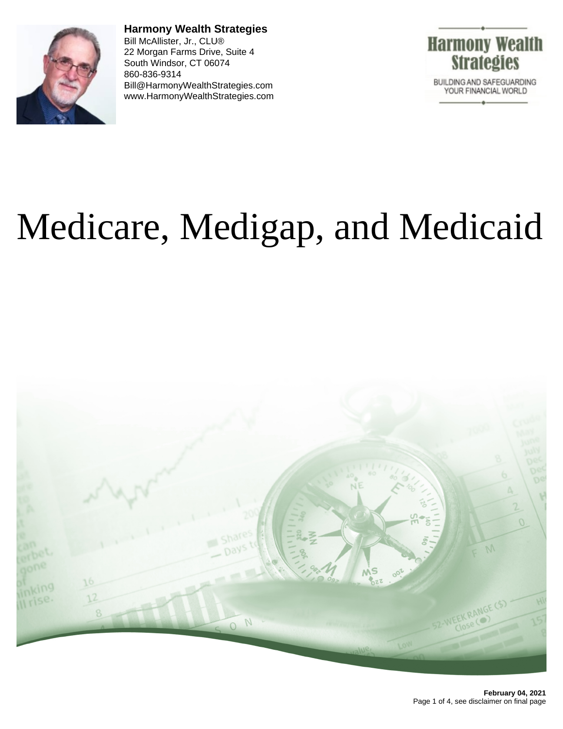**Harmony Wealth Strategies**
Bill McAllister, Jr., CLU®
22 Morgan Farms Drive, Suite 4
South Windsor, CT 06074
860-836-9314
Bill@HarmonyWealthStrategies.com
www.HarmonyWealthStrategies.com

Harmony Wealth Strategies
BUILDING AND SAFEGUARDING YOUR FINANCIAL WORLD

# Medicare, Medigap, and Medicaid

**February 04, 2021**
see disclaimer on final page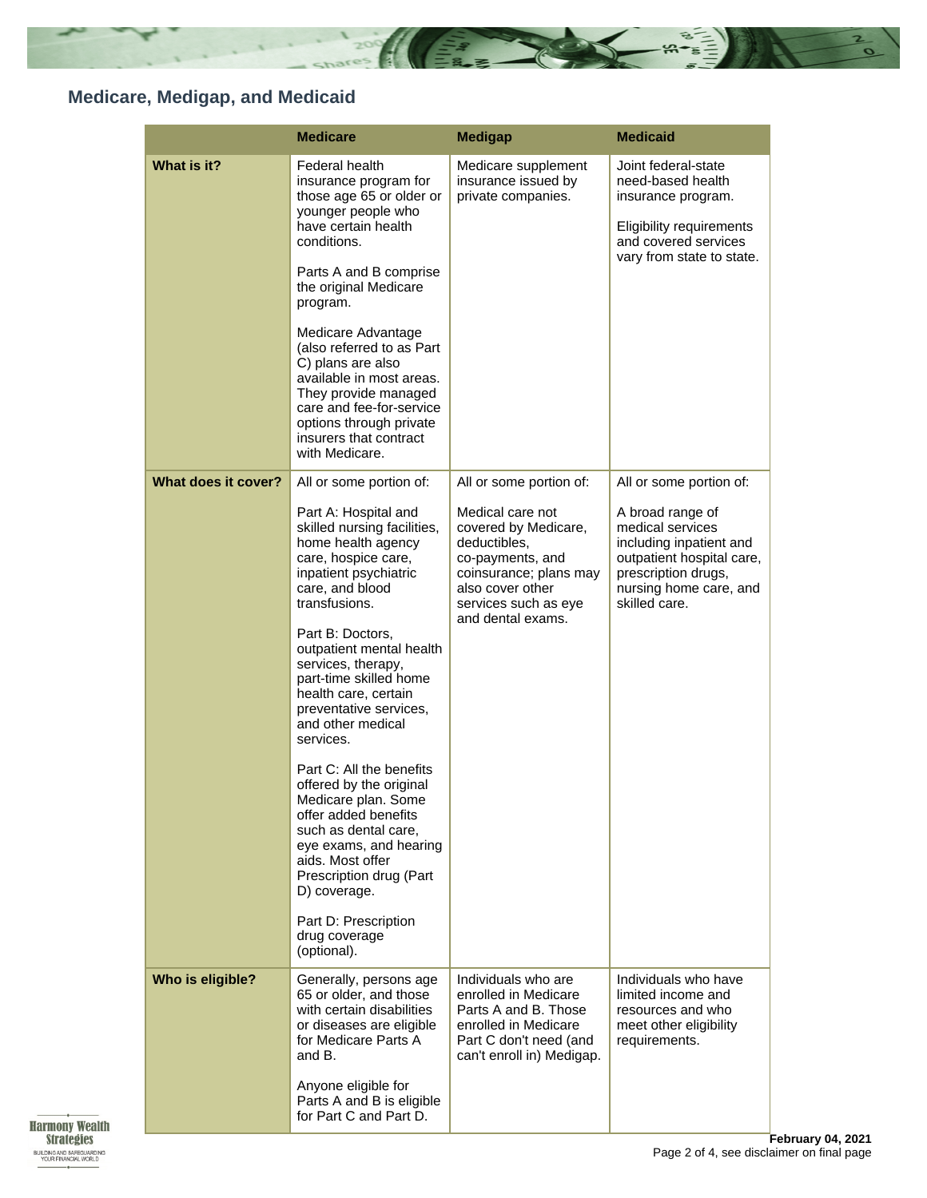## Medicare, Medigap, and Medicaid

| | Medicare | Medigap | Medicaid |
|---|---|---|---|
| **What is it?** | Federal health insurance program for those age 65 or older or younger people who have certain health conditions.<br><br>Parts A and B comprise the original Medicare program.<br><br>Medicare Advantage (also referred to as Part C) plans are also available in most areas. They provide managed care and fee-for-service options through private insurers that contract with Medicare. | Medicare supplement insurance issued by private companies. | Joint federal-state need-based health insurance program.<br><br>Eligibility requirements and covered services vary from state to state. |
| **What does it cover?** | All or some portion of:<br><br>Part A: Hospital and skilled nursing facilities, home health agency care, hospice care, inpatient psychiatric care, and blood transfusions.<br><br>Part B: Doctors, outpatient mental health services, therapy, part-time skilled home health care, certain preventative services, and other medical services.<br><br>Part C: All the benefits offered by the original Medicare plan. Some offer added benefits such as dental care, eye exams, and hearing aids. Most offer Prescription drug (Part D) coverage.<br><br>Part D: Prescription drug coverage (optional). | All or some portion of:<br><br>Medical care not covered by Medicare, deductibles, co-payments, and coinsurance; plans may also cover other services such as eye and dental exams. | All or some portion of:<br><br>A broad range of medical services including inpatient and outpatient hospital care, prescription drugs, nursing home care, and skilled care. |
| **Who is eligible?** | Generally, persons age 65 or older, and those with certain disabilities or diseases are eligible for Medicare Parts A and B.<br><br>Anyone eligible for Parts A and B is eligible for Part C and Part D. | Individuals who are enrolled in Medicare Parts A and B. Those enrolled in Medicare Part C don't need (and can't enroll in) Medigap. | Individuals who have limited income and resources and who meet other eligibility requirements. |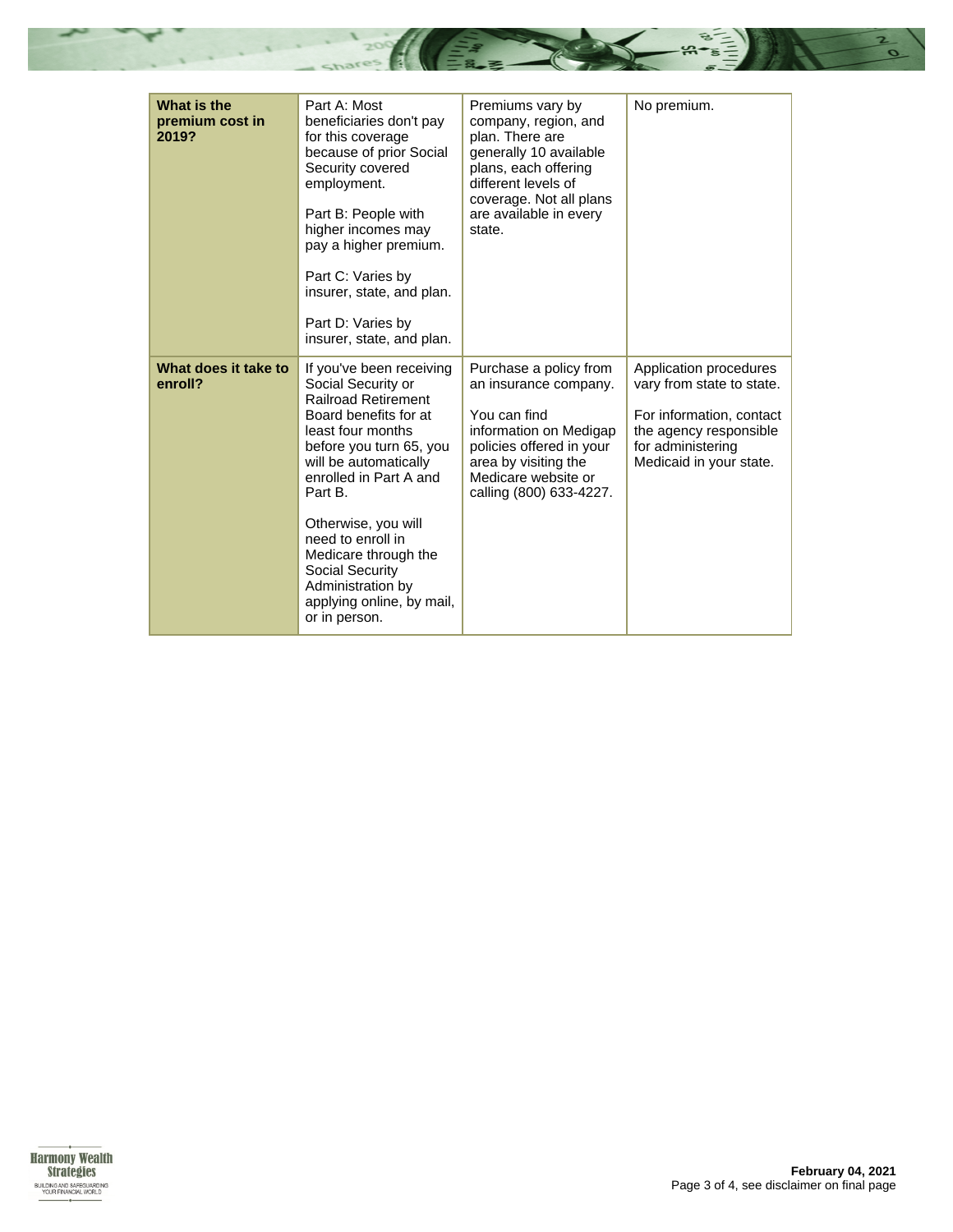| | | | |
|---|---|---|---|
| **What is the premium cost in 2019?** | Part A: Most beneficiaries don't pay for this coverage because of prior Social Security covered employment.<br><br>Part B: People with higher incomes may pay a higher premium.<br><br>Part C: Varies by insurer, state, and plan.<br><br>Part D: Varies by insurer, state, and plan. | Premiums vary by company, region, and plan. There are generally 10 available plans, each offering different levels of coverage. Not all plans are available in every state. | No premium. |
| **What does it take to enroll?** | If you've been receiving Social Security or Railroad Retirement Board benefits for at least four months before you turn 65, you will be automatically enrolled in Part A and Part B.<br><br>Otherwise, you will need to enroll in Medicare through the Social Security Administration by applying online, by mail, or in person. | Purchase a policy from an insurance company.<br><br>You can find information on Medigap policies offered in your area by visiting the Medicare website or calling (800) 633-4227. | Application procedures vary from state to state.<br><br>For information, contact the agency responsible for administering Medicaid in your state. |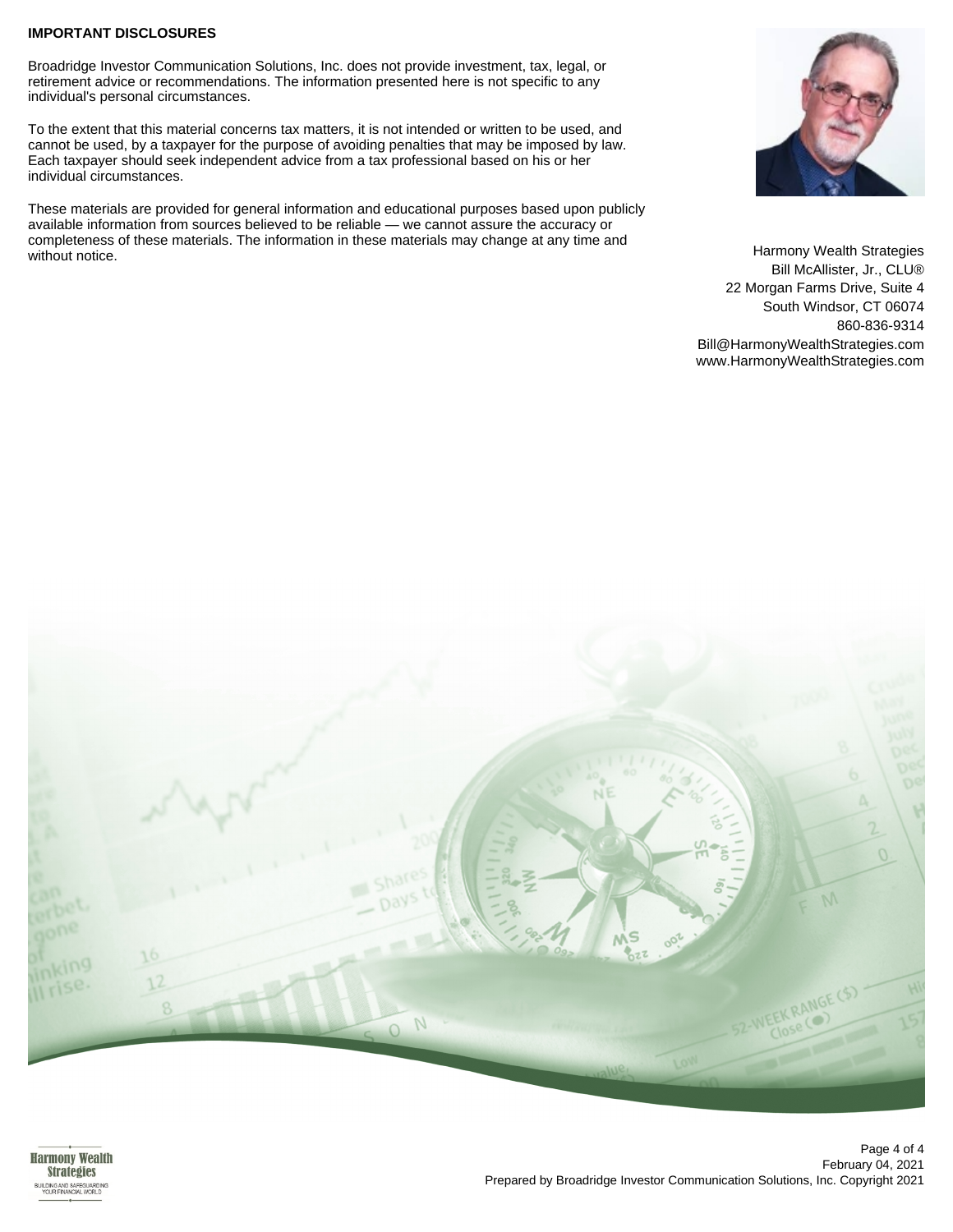**IMPORTANT DISCLOSURES**

Broadridge Investor Communication Solutions, Inc. does not provide investment, tax, legal, or retirement advice or recommendations. The information presented here is not specific to any individual's personal circumstances.

To the extent that this material concerns tax matters, it is not intended or written to be used, and cannot be used, by a taxpayer for the purpose of avoiding penalties that may be imposed by law. Each taxpayer should seek independent advice from a tax professional based on his or her individual circumstances.

These materials are provided for general information and educational purposes based upon publicly available information from sources believed to be reliable — we cannot assure the accuracy or completeness of these materials. The information in these materials may change at any time and without notice.

Harmony Wealth Strategies
Bill McAllister, Jr., CLU®
22 Morgan Farms Drive, Suite 4
South Windsor, CT 06074
860-836-9314
Bill@HarmonyWealthStrategies.com
www.HarmonyWealthStrategies.com

February 04, 2021
Prepared by Broadridge Investor Communication Solutions, Inc. Copyright 2021